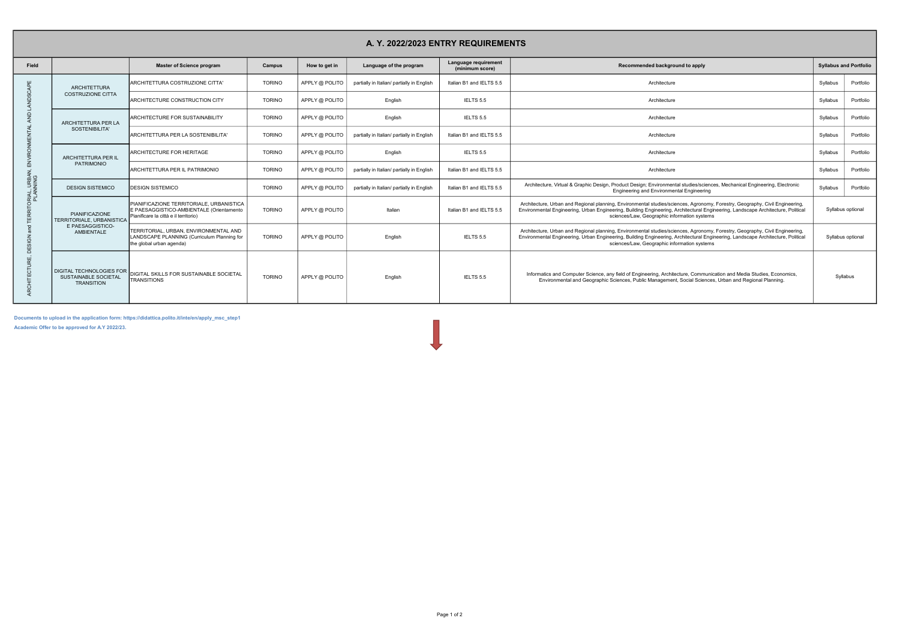# A. Y. 2022/2023 ENTRY REQUIREMENTS

| Field | | Master of Science program | Campus | How to get in | Language of the program | Language requirement (minimum score) | Recommended background to apply | Syllabus and Portfolio | |
|---|---|---|---|---|---|---|---|---|---|
| ARCHITECTURE, DESIGN and TERRITORIAL, URBAN, ENVIRONMENTAL AND LANDSCAPE PLANNING | ARCHITETTURA COSTRUZIONE CITTA | ARCHITETTURA COSTRUZIONE CITTA' | TORINO | APPLY @ POLITO | partially in Italian/ partially in English | Italian B1 and IELTS 5.5 | Architecture | Syllabus | Portfolio |
| | | ARCHITECTURE CONSTRUCTION CITY | TORINO | APPLY @ POLITO | English | IELTS 5.5 | Architecture | Syllabus | Portfolio |
| | ARCHITETTURA PER LA SOSTENIBILITA' | ARCHITECTURE FOR SUSTAINABILITY | TORINO | APPLY @ POLITO | English | IELTS 5.5 | Architecture | Syllabus | Portfolio |
| | | ARCHITETTURA PER LA SOSTENIBILITA' | TORINO | APPLY @ POLITO | partially in Italian/ partially in English | Italian B1 and IELTS 5.5 | Architecture | Syllabus | Portfolio |
| | ARCHITETTURA PER IL PATRIMONIO | ARCHITECTURE FOR HERITAGE | TORINO | APPLY @ POLITO | English | IELTS 5.5 | Architecture | Syllabus | Portfolio |
| | | ARCHITETTURA PER IL PATRIMONIO | TORINO | APPLY @ POLITO | partially in Italian/ partially in English | Italian B1 and IELTS 5.5 | Architecture | Syllabus | Portfolio |
| | DESIGN SISTEMICO | DESIGN SISTEMICO | TORINO | APPLY @ POLITO | partially in Italian/ partially in English | Italian B1 and IELTS 5.5 | Architecture, Virtual & Graphic Design, Product Design; Environmental studies/sciences, Mechanical Engineering, Electronic Engineering and Environmental Engineering | Syllabus | Portfolio |
| | PIANIFICAZIONE TERRITORIALE, URBANISTICA E PAESAGGISTICO-AMBIENTALE | PIANIFICAZIONE TERRITORIALE, URBANISTICA E PAESAGGISTICO-AMBIENTALE (Orientamento Pianificare la città e il territorio) | TORINO | APPLY @ POLITO | Italian | Italian B1 and IELTS 5.5 | Architecture, Urban and Regional planning, Environmental studies/sciences, Agronomy, Forestry, Geography, Civil Engineering, Environmental Engineering, Urban Engineering, Building Engineering, Architectural Engineering, Landscape Architecture, Political sciences/Law, Geographic information systems | Syllabus optional | |
| | | TERRITORIAL, URBAN, ENVIRONMENTAL AND LANDSCAPE PLANNING (Curriculum Planning for the global urban agenda) | TORINO | APPLY @ POLITO | English | IELTS 5.5 | Architecture, Urban and Regional planning, Environmental studies/sciences, Agronomy, Forestry, Geography, Civil Engineering, Environmental Engineering, Urban Engineering, Building Engineering, Architectural Engineering, Landscape Architecture, Political sciences/Law, Geographic information systems | Syllabus optional | |
| | DIGITAL TECHNOLOGIES FOR SUSTAINABLE SOCIETAL TRANSITION | DIGITAL SKILLS FOR SUSTAINABLE SOCIETAL TRANSITIONS | TORINO | APPLY @ POLITO | English | IELTS 5.5 | Informatics and Computer Science, any field of Engineering, Architecture, Communication and Media Studies, Economics, Environmental and Geographic Sciences, Public Management, Social Sciences, Urban and Regional Planning. | Syllabus | |

**Documents to upload in the application form: https://didattica.polito.it/inte/en/apply_msc_step1**

**Academic Offer to be approved for A.Y 2022/23.**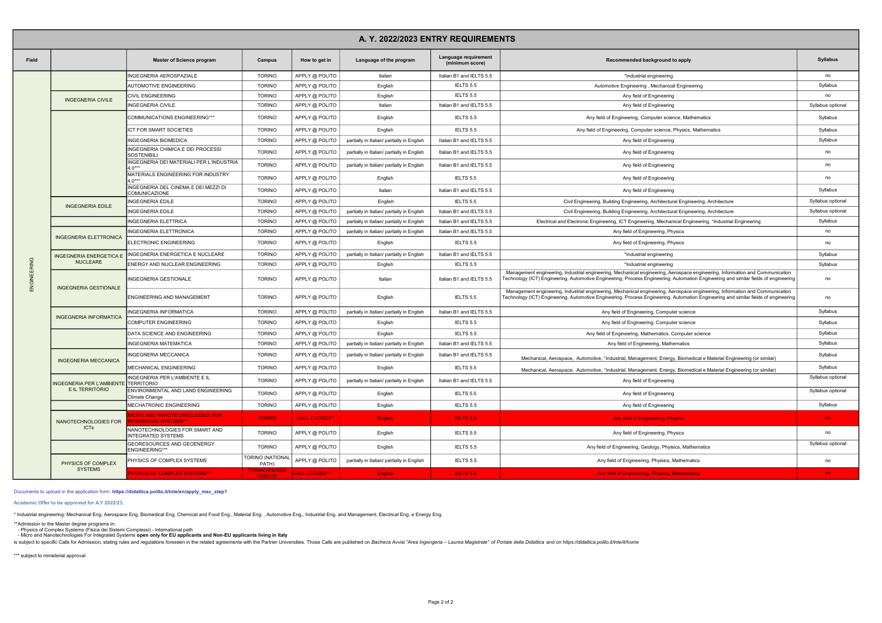# A. Y. 2022/2023 ENTRY REQUIREMENTS

| Field | | Master of Science program | Campus | How to get in | Language of the program | Language requirement (minimum score) | Recommended background to apply | Syllabus |
|---|---|---|---|---|---|---|---|---|
| ENGINEERING | | INGEGNERIA AEROSPAZIALE | TORINO | APPLY @ POLITO | Italian | Italian B1 and IELTS 5.5 | *Industrial engineering | no |
| | | AUTOMOTIVE ENGINEERING | TORINO | APPLY @ POLITO | English | IELTS 5.5 | Automotive Engineering , Mechanical Engineering | Syllabus |
| | INGEGNERIA CIVILE | CIVIL ENGINEERING | TORINO | APPLY @ POLITO | English | IELTS 5.5 | Any field of Engineering | no |
| | | INGEGNERIA CIVILE | TORINO | APPLY @ POLITO | Italian | Italian B1 and IELTS 5.5 | Any field of Engineering | Syllabus optional |
| | | COMMUNICATIONS ENGINEERING*** | TORINO | APPLY @ POLITO | English | IELTS 5.5 | Any field of Engineering, Computer science, Mathematics | Syllabus |
| | | ICT FOR SMART SOCIETIES | TORINO | APPLY @ POLITO | English | IELTS 5.5 | Any field of Engineering, Computer science, Physics, Mathematics | Syllabus |
| | | INGEGNERIA BIOMEDICA | TORINO | APPLY @ POLITO | partially in Italian/ partially in English | Italian B1 and IELTS 5.5 | Any field of Engineering | Syllabus |
| | | INGEGNERIA CHIMICA E DEI PROCESSI SOSTENIBILI | TORINO | APPLY @ POLITO | partially in Italian/ partially in English | Italian B1 and IELTS 5.5 | Any field of Engineering | no |
| | | INGEGNERIA DEI MATERIALI PER L'INDUSTRIA 4.0*** | TORINO | APPLY @ POLITO | partially in Italian/ partially in English | Italian B1 and IELTS 5.5 | Any field of Engineering | no |
| | | MATERIALS ENGINEERING FOR INDUSTRY 4.0*** | TORINO | APPLY @ POLITO | English | IELTS 5.5 | Any field of Engineering | no |
| | | INGEGNERIA DEL CINEMA E DEI MEZZI DI COMUNICAZIONE | TORINO | APPLY @ POLITO | Italian | Italian B1 and IELTS 5.5 | Any field of Engineering | Syllabus |
| | INGEGNERIA EDILE | INGEGNERIA EDILE | TORINO | APPLY @ POLITO | English | IELTS 5.5 | Civil Engineering, Building Engineering, Architectural Engineering, Architecture | Syllabus optional |
| | | INGEGNERIA EDILE | TORINO | APPLY @ POLITO | partially in Italian/ partially in English | Italian B1 and IELTS 5.5 | Civil Engineering, Building Engineering, Architectural Engineering, Architecture | Syllabus optional |
| | | INGEGNERIA ELETTRICA | TORINO | APPLY @ POLITO | partially in Italian/ partially in English | Italian B1 and IELTS 5.5 | Electrical and Electronic Engineering, ICT Engineering, Mechanical Engineering, *Industrial Engineering | Syllabus |
| | INGEGNERIA ELETTRONICA | INGEGNERIA ELETTRONICA | TORINO | APPLY @ POLITO | partially in Italian/ partially in English | Italian B1 and IELTS 5.5 | Any field of Engineering, Physics | no |
| | | ELECTRONIC ENGINEERING | TORINO | APPLY @ POLITO | English | IELTS 5.5 | Any field of Engineering, Physics | no |
| | INGEGNERIA ENERGETICA E NUCLEARE | INGEGNERIA ENERGETICA E NUCLEARE | TORINO | APPLY @ POLITO | partially in Italian/ partially in English | Italian B1 and IELTS 5.5 | *Industrial engineering | Syllabus |
| | | ENERGY AND NUCLEAR ENGINEERING | TORINO | APPLY @ POLITO | English | IELTS 5.5 | *Industrial engineering | Syllabus |
| | INGEGNERIA GESTIONALE | INGEGNERIA GESTIONALE | TORINO | APPLY @ POLITO | Italian | Italian B1 and IELTS 5.5 | Management engineering, Industrial engineering, Mechanical engineering, Aerospace engineering, Information and Communication Technology (ICT) Engineering, Automotive Engineering, Process Engineering, Automation Engineering and similar fields of engineering | no |
| | | ENGINEERING AND MANAGEMENT | TORINO | APPLY @ POLITO | English | IELTS 5.5 | Management engineering, Industrial engineering, Mechanical engineering, Aerospace engineering, Information and Communication Technology (ICT) Engineering, Automotive Engineering, Process Engineering, Automation Engineering and similar fields of engineering | no |
| | INGEGNERIA INFORMATICA | INGEGNERIA INFORMATICA | TORINO | APPLY @ POLITO | partially in Italian/ partially in English | Italian B1 and IELTS 5.5 | Any field of Engineering, Computer science | Syllabus |
| | | COMPUTER ENGINEERING | TORINO | APPLY @ POLITO | English | IELTS 5.5 | Any field of Engineering, Computer science | Syllabus |
| | | DATA SCIENCE AND ENGINEERING | TORINO | APPLY @ POLITO | English | IELTS 5.5 | Any field of Engineering, Mathematics, Computer science | Syllabus |
| | | INGEGNERIA MATEMATICA | TORINO | APPLY @ POLITO | partially in Italian/ partially in English | Italian B1 and IELTS 5.5 | Any field of Engineering, Mathematics | Syllabus |
| | INGEGNERIA MECCANICA | INGEGNERIA MECCANICA | TORINO | APPLY @ POLITO | partially in Italian/ partially in English | Italian B1 and IELTS 5.5 | Mechanical, Aerospace, Automotive, *Industrial, Management, Energy, Biomedical e Material Engineering (or similar) | Syllabus |
| | | MECHANICAL ENGINEERING | TORINO | APPLY @ POLITO | English | IELTS 5.5 | Mechanical, Aerospace, Automotive, *Industrial, Management, Energy, Biomedical e Material Engineering (or similar) | Syllabus |
| | INGEGNERIA PER L'AMBIENTE E IL TERRITORIO | INGEGNERIA PER L'AMBIENTE E IL TERRITORIO | TORINO | APPLY @ POLITO | partially in Italian/ partially in English | Italian B1 and IELTS 5.5 | Any field of Engineering | Syllabus optional |
| | | ENVIRONMENTAL AND LAND ENGINEERING Climate Change | TORINO | APPLY @ POLITO | English | IELTS 5.5 | Any field of Engineering | Syllabus optional |
| | | MECHATRONIC ENGINEERING | TORINO | APPLY @ POLITO | English | IELTS 5.5 | Any field of Engineering | Syllabus |
| | NANOTECHNOLOGIES FOR ICTs | MICRO AND NANOTECHNOLOGIES FOR INTEGRATED SYSTEMS** | TORINO | CALL CLOSED** | English | IELTS 5.5 | Any field of Engineering, Physics | no |
| | | NANOTECHNOLOGIES FOR SMART AND INTEGRATED SYSTEMS | TORINO | APPLY @ POLITO | English | IELTS 5.5 | Any field of Engineering, Physics | no |
| | | GEORESOURCES AND GEOENERGY ENGINEERING*** | TORINO | APPLY @ POLITO | English | IELTS 5.5 | Any field of Engineering, Geology, Physics, Mathematics | Syllabus optional |
| | PHYSICS OF COMPLEX SYSTEMS | PHYSICS OF COMPLEX SYSTEMS | TORINO (NATIONAL PATH) | APPLY @ POLITO | partially in Italian/ partially in English | IELTS 5.5 | Any field of Engineering, Physics, Mathematics | no |
| | | PHYSICS OF COMPLEX SYSTEMS** | TORINO/PARIGI/TRIESTE | CALL CLOSED** | English | IELTS 5.5 | Any field of Engineering, Physics, Mathematics | no |

Documents to upload in the application form: **https://didattica.polito.it/inte/en/apply_msc_step1**

**Academic Offer to be approved for A.Y 2022/23.**

* Industrial engineering: Mechanical Eng, Aerospace Eng, Biomedical Eng, Chemical and Food Eng., Material Eng. , Automotive Eng., Industrial Eng. and Management, Electrical Eng. e Energy Eng.

**Admission to the Master degree programs in:
- Physics of Complex Systems (Fisica dei Sistemi Complessi) - International path
- Micro and Nanotechnologies For Integrated Systems **open only for EU applicants and Non-EU applicants living in Italy**

is subject to specific Calls for Admission, stating rules and regulations foreseen in the related agreements with the Partner Universities. Those Calls are published on *Bacheca Avvisi "Area Ingengeria – Laurea Magistrale" of Portale della Didattica* and on *https://didattica.polito.it/inte/it/home*

*** subject to ministerial approval